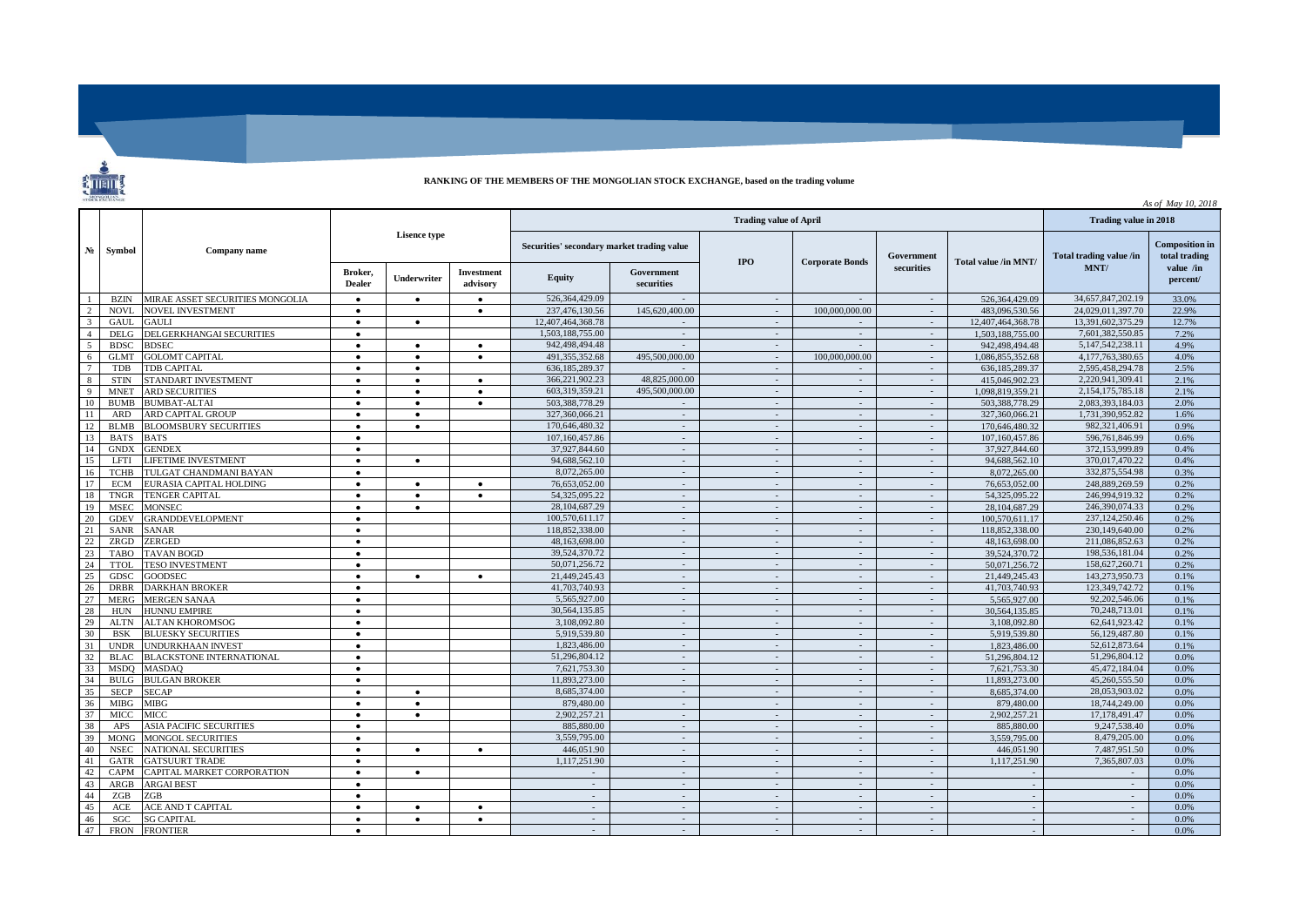# RANKING OF THE MEMBERS OF THE MONGOLIAN STOCK EXCHANGE, based on the trading volume

*As of May 10, 2018*

| № | Symbol | Company name | Lisence type | | | Trading value of April | | | | | | Trading value in 2018 | |
|---|---|---|---|---|---|---|---|---|---|---|---|---|---|
| | | | | | | Securities' secondary market trading value | | IPO | Corporate Bonds | Government securities | Total value /in MNT/ | Total trading value /in MNT/ | Composition in total trading value /in percent/ |
| | | | Broker, Dealer | Underwriter | Investment advisory | Equity | Government securities | | | | | | |
| 1 | BZIN | MIRAE ASSET SECURITIES MONGOLIA | ● | ● | ● | 526,364,429.09 | - | - | - | - | 526,364,429.09 | 34,657,847,202.19 | 33.0% |
| 2 | NOVL | NOVEL INVESTMENT | ● | | ● | 237,476,130.56 | 145,620,400.00 | - | 100,000,000.00 | - | 483,096,530.56 | 24,029,011,397.70 | 22.9% |
| 3 | GAUL | GAULI | ● | ● | | 12,407,464,368.78 | - | - | - | - | 12,407,464,368.78 | 13,391,602,375.29 | 12.7% |
| 4 | DELG | DELGERKHANGAI SECURITIES | ● | | | 1,503,188,755.00 | - | - | - | - | 1,503,188,755.00 | 7,601,382,550.85 | 7.2% |
| 5 | BDSC | BDSEC | ● | ● | ● | 942,498,494.48 | - | - | - | - | 942,498,494.48 | 5,147,542,238.11 | 4.9% |
| 6 | GLMT | GOLOMT CAPITAL | ● | ● | ● | 491,355,352.68 | 495,500,000.00 | - | 100,000,000.00 | - | 1,086,855,352.68 | 4,177,763,380.65 | 4.0% |
| 7 | TDB | TDB CAPITAL | ● | ● | | 636,185,289.37 | - | - | - | - | 636,185,289.37 | 2,595,458,294.78 | 2.5% |
| 8 | STIN | STANDART INVESTMENT | ● | ● | ● | 366,221,902.23 | 48,825,000.00 | - | - | - | 415,046,902.23 | 2,220,941,309.41 | 2.1% |
| 9 | MNET | ARD SECURITIES | ● | ● | ● | 603,319,359.21 | 495,500,000.00 | - | - | - | 1,098,819,359.21 | 2,154,175,785.18 | 2.1% |
| 10 | BUMB | BUMBAT-ALTAI | ● | ● | ● | 503,388,778.29 | - | - | - | - | 503,388,778.29 | 2,083,393,184.03 | 2.0% |
| 11 | ARD | ARD CAPITAL GROUP | ● | ● | | 327,360,066.21 | - | - | - | - | 327,360,066.21 | 1,731,390,952.82 | 1.6% |
| 12 | BLMB | BLOOMSBURY SECURITIES | ● | ● | | 170,646,480.32 | - | - | - | - | 170,646,480.32 | 982,321,406.91 | 0.9% |
| 13 | BATS | BATS | ● | | | 107,160,457.86 | - | - | - | - | 107,160,457.86 | 596,761,846.99 | 0.6% |
| 14 | GNDX | GENDEX | ● | | | 37,927,844.60 | - | - | - | - | 37,927,844.60 | 372,153,999.89 | 0.4% |
| 15 | LFTI | LIFETIME INVESTMENT | ● | ● | | 94,688,562.10 | - | - | - | - | 94,688,562.10 | 370,017,470.22 | 0.4% |
| 16 | TCHB | TULGAT CHANDMANI BAYAN | ● | | | 8,072,265.00 | - | - | - | - | 8,072,265.00 | 332,875,554.98 | 0.3% |
| 17 | ECM | EURASIA CAPITAL HOLDING | ● | ● | ● | 76,653,052.00 | - | - | - | - | 76,653,052.00 | 248,889,269.59 | 0.2% |
| 18 | TNGR | TENGER CAPITAL | ● | ● | ● | 54,325,095.22 | - | - | - | - | 54,325,095.22 | 246,994,919.32 | 0.2% |
| 19 | MSEC | MONSEC | ● | ● | | 28,104,687.29 | - | - | - | - | 28,104,687.29 | 246,390,074.33 | 0.2% |
| 20 | GDEV | GRANDDEVELOPMENT | ● | | | 100,570,611.17 | - | - | - | - | 100,570,611.17 | 237,124,250.46 | 0.2% |
| 21 | SANR | SANAR | ● | | | 118,852,338.00 | - | - | - | - | 118,852,338.00 | 230,149,640.00 | 0.2% |
| 22 | ZRGD | ZERGED | ● | | | 48,163,698.00 | - | - | - | - | 48,163,698.00 | 211,086,852.63 | 0.2% |
| 23 | TABO | TAVAN BOGD | ● | | | 39,524,370.72 | - | - | - | - | 39,524,370.72 | 198,536,181.04 | 0.2% |
| 24 | TTOL | TESO INVESTMENT | ● | | | 50,071,256.72 | - | - | - | - | 50,071,256.72 | 158,627,260.71 | 0.2% |
| 25 | GDSC | GOODSEC | ● | ● | ● | 21,449,245.43 | - | - | - | - | 21,449,245.43 | 143,273,950.73 | 0.1% |
| 26 | DRBR | DARKHAN BROKER | ● | | | 41,703,740.93 | - | - | - | - | 41,703,740.93 | 123,349,742.72 | 0.1% |
| 27 | MERG | MERGEN SANAA | ● | | | 5,565,927.00 | - | - | - | - | 5,565,927.00 | 92,202,546.06 | 0.1% |
| 28 | HUN | HUNNU EMPIRE | ● | | | 30,564,135.85 | - | - | - | - | 30,564,135.85 | 70,248,713.01 | 0.1% |
| 29 | ALTN | ALTAN KHOROMSOG | ● | | | 3,108,092.80 | - | - | - | - | 3,108,092.80 | 62,641,923.42 | 0.1% |
| 30 | BSK | BLUESKY SECURITIES | ● | | | 5,919,539.80 | - | - | - | - | 5,919,539.80 | 56,129,487.80 | 0.1% |
| 31 | UNDR | UNDURKHAAN INVEST | ● | | | 1,823,486.00 | - | - | - | - | 1,823,486.00 | 52,612,873.64 | 0.1% |
| 32 | BLAC | BLACKSTONE INTERNATIONAL | ● | | | 51,296,804.12 | - | - | - | - | 51,296,804.12 | 51,296,804.12 | 0.0% |
| 33 | MSDQ | MASDAQ | ● | | | 7,621,753.30 | - | - | - | - | 7,621,753.30 | 45,472,184.04 | 0.0% |
| 34 | BULG | BULGAN BROKER | ● | | | 11,893,273.00 | - | - | - | - | 11,893,273.00 | 45,260,555.50 | 0.0% |
| 35 | SECP | SECAP | ● | ● | | 8,685,374.00 | - | - | - | - | 8,685,374.00 | 28,053,903.02 | 0.0% |
| 36 | MIBG | MIBG | ● | ● | | 879,480.00 | - | - | - | - | 879,480.00 | 18,744,249.00 | 0.0% |
| 37 | MICC | MICC | ● | ● | | 2,902,257.21 | - | - | - | - | 2,902,257.21 | 17,178,491.47 | 0.0% |
| 38 | APS | ASIA PACIFIC SECURITIES | ● | | | 885,880.00 | - | - | - | - | 885,880.00 | 9,247,538.40 | 0.0% |
| 39 | MONG | MONGOL SECURITIES | ● | | | 3,559,795.00 | - | - | - | - | 3,559,795.00 | 8,479,205.00 | 0.0% |
| 40 | NSEC | NATIONAL SECURITIES | ● | ● | ● | 446,051.90 | - | - | - | - | 446,051.90 | 7,487,951.50 | 0.0% |
| 41 | GATR | GATSUURT TRADE | ● | | | 1,117,251.90 | - | - | - | - | 1,117,251.90 | 7,365,807.03 | 0.0% |
| 42 | CAPM | CAPITAL MARKET CORPORATION | ● | ● | | - | - | - | - | - | - | - | 0.0% |
| 43 | ARGB | ARGAI BEST | ● | | | - | - | - | - | - | - | - | 0.0% |
| 44 | ZGB | ZGB | ● | | | - | - | - | - | - | - | - | 0.0% |
| 45 | ACE | ACE AND T CAPITAL | ● | ● | ● | - | - | - | - | - | - | - | 0.0% |
| 46 | SGC | SG CAPITAL | ● | ● | ● | - | - | - | - | - | - | - | 0.0% |
| 47 | FRON | FRONTIER | ● | | | - | - | - | - | - | - | - | 0.0% |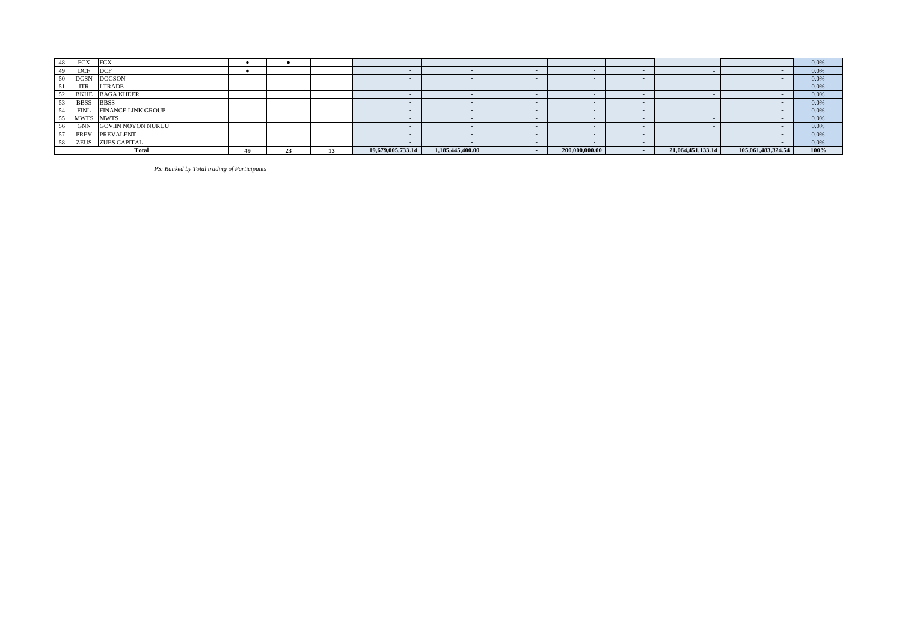| | | | | | | | | | | | | | | |
|---|---|---|---|---|---|---|---|---|---|---|---|---|---|---|
| 48 | FCX | FCX | ● | ● | | - | - | - | - | - | - | - | 0.0% |
| 49 | DCF | DCF | ● | | | - | - | - | - | - | - | - | 0.0% |
| 50 | DGSN | DOGSON | | | | - | - | - | - | - | - | - | 0.0% |
| 51 | ITR | I TRADE | | | | - | - | - | - | - | - | - | 0.0% |
| 52 | BKHE | BAGA KHEER | | | | - | - | - | - | - | - | - | 0.0% |
| 53 | BBSS | BBSS | | | | - | - | - | - | - | - | - | 0.0% |
| 54 | FINL | FINANCE LINK GROUP | | | | - | - | - | - | - | - | - | 0.0% |
| 55 | MWTS | MWTS | | | | - | - | - | - | - | - | - | 0.0% |
| 56 | GNN | GOVIIN NOYON NURUU | | | | - | - | - | - | - | - | - | 0.0% |
| 57 | PREV | PREVALENT | | | | - | - | - | - | - | - | - | 0.0% |
| 58 | ZEUS | ZUES CAPITAL | | | | - | - | - | - | - | - | - | 0.0% |
| **Total** | | | **49** | **23** | **13** | **19,679,005,733.14** | **1,185,445,400.00** | **-** | **200,000,000.00** | **-** | **21,064,451,133.14** | **105,061,483,324.54** | **100%** |

*PS: Ranked by Total trading of Participants*